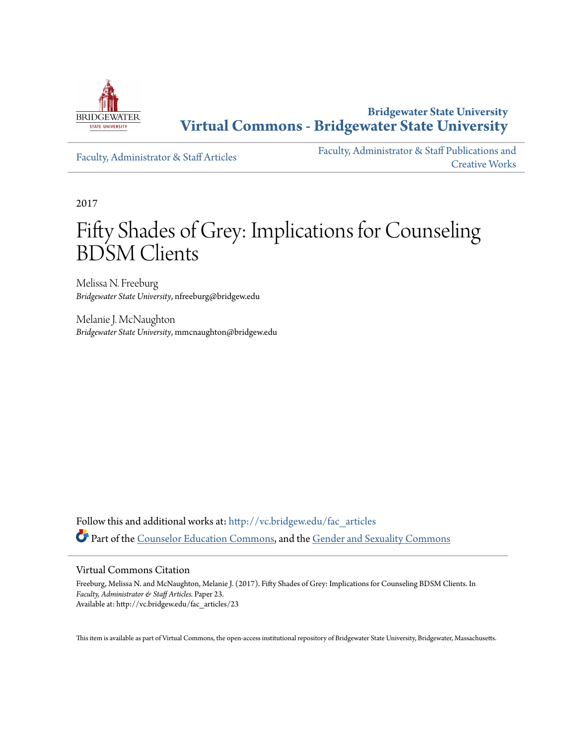Bridgewater State University
**Virtual Commons - Bridgewater State University**

Faculty, Administrator & Staff Articles

Faculty, Administrator & Staff Publications and Creative Works

2017

# Fifty Shades of Grey: Implications for Counseling BDSM Clients

Melissa N. Freeburg
*Bridgewater State University*, nfreeburg@bridgew.edu

Melanie J. McNaughton
*Bridgewater State University*, mmcnaughton@bridgew.edu

Follow this and additional works at: http://vc.bridgew.edu/fac_articles

Part of the Counselor Education Commons, and the Gender and Sexuality Commons

## Virtual Commons Citation

Freeburg, Melissa N. and McNaughton, Melanie J. (2017). Fifty Shades of Grey: Implications for Counseling BDSM Clients. In *Faculty, Administrator & Staff Articles.* Paper 23.
Available at: http://vc.bridgew.edu/fac_articles/23

This item is available as part of Virtual Commons, the open-access institutional repository of Bridgewater State University, Bridgewater, Massachusetts.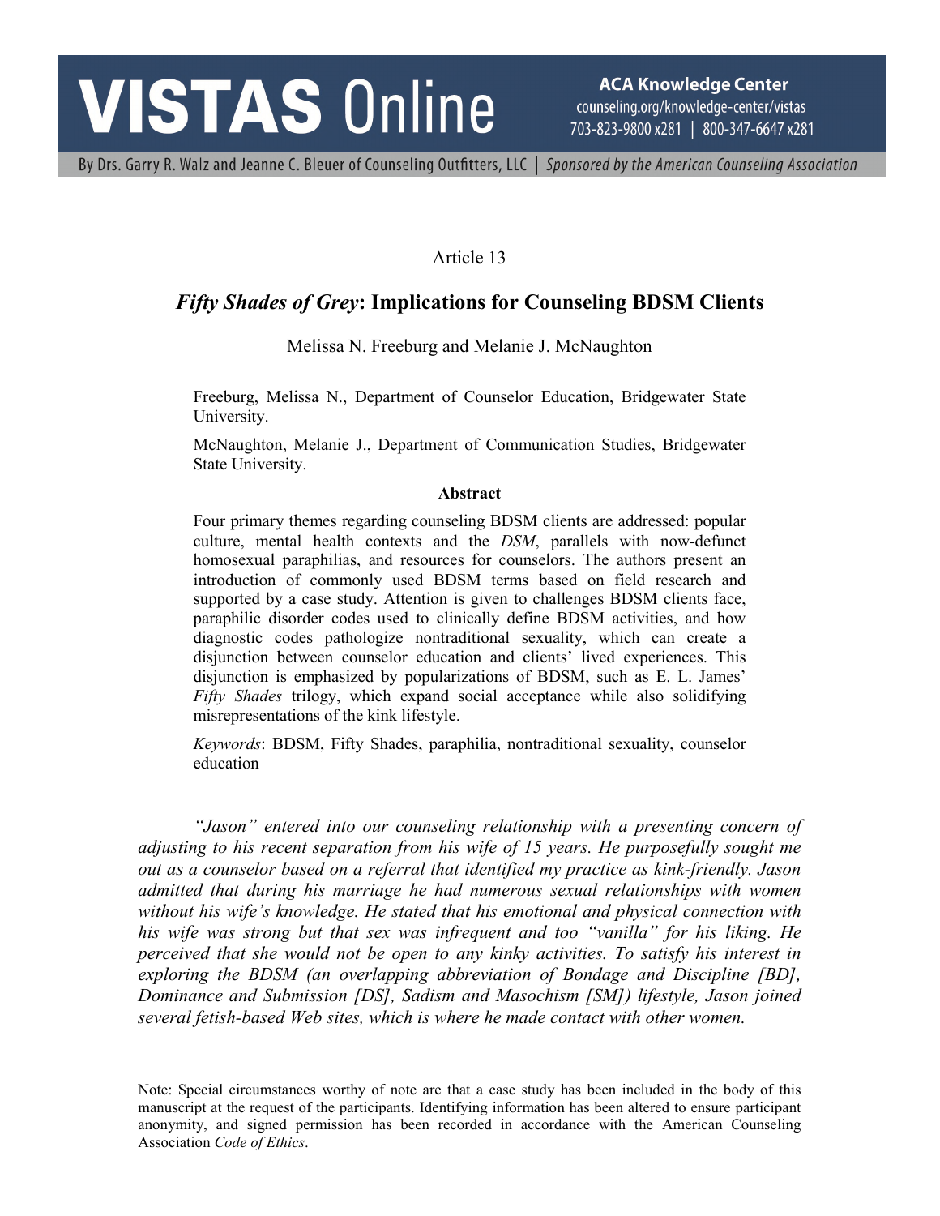Article 13

## *Fifty Shades of Grey*: Implications for Counseling BDSM Clients

Melissa N. Freeburg and Melanie J. McNaughton

Freeburg, Melissa N., Department of Counselor Education, Bridgewater State University.

McNaughton, Melanie J., Department of Communication Studies, Bridgewater State University.

**Abstract**

Four primary themes regarding counseling BDSM clients are addressed: popular culture, mental health contexts and the *DSM*, parallels with now-defunct homosexual paraphilias, and resources for counselors. The authors present an introduction of commonly used BDSM terms based on field research and supported by a case study. Attention is given to challenges BDSM clients face, paraphilic disorder codes used to clinically define BDSM activities, and how diagnostic codes pathologize nontraditional sexuality, which can create a disjunction between counselor education and clients' lived experiences. This disjunction is emphasized by popularizations of BDSM, such as E. L. James' *Fifty Shades* trilogy, which expand social acceptance while also solidifying misrepresentations of the kink lifestyle.

*Keywords*: BDSM, Fifty Shades, paraphilia, nontraditional sexuality, counselor education

*"Jason" entered into our counseling relationship with a presenting concern of adjusting to his recent separation from his wife of 15 years. He purposefully sought me out as a counselor based on a referral that identified my practice as kink-friendly. Jason admitted that during his marriage he had numerous sexual relationships with women without his wife's knowledge. He stated that his emotional and physical connection with his wife was strong but that sex was infrequent and too "vanilla" for his liking. He perceived that she would not be open to any kinky activities. To satisfy his interest in exploring the BDSM (an overlapping abbreviation of Bondage and Discipline [BD], Dominance and Submission [DS], Sadism and Masochism [SM]) lifestyle, Jason joined several fetish-based Web sites, which is where he made contact with other women.*

Note: Special circumstances worthy of note are that a case study has been included in the body of this manuscript at the request of the participants. Identifying information has been altered to ensure participant anonymity, and signed permission has been recorded in accordance with the American Counseling Association *Code of Ethics*.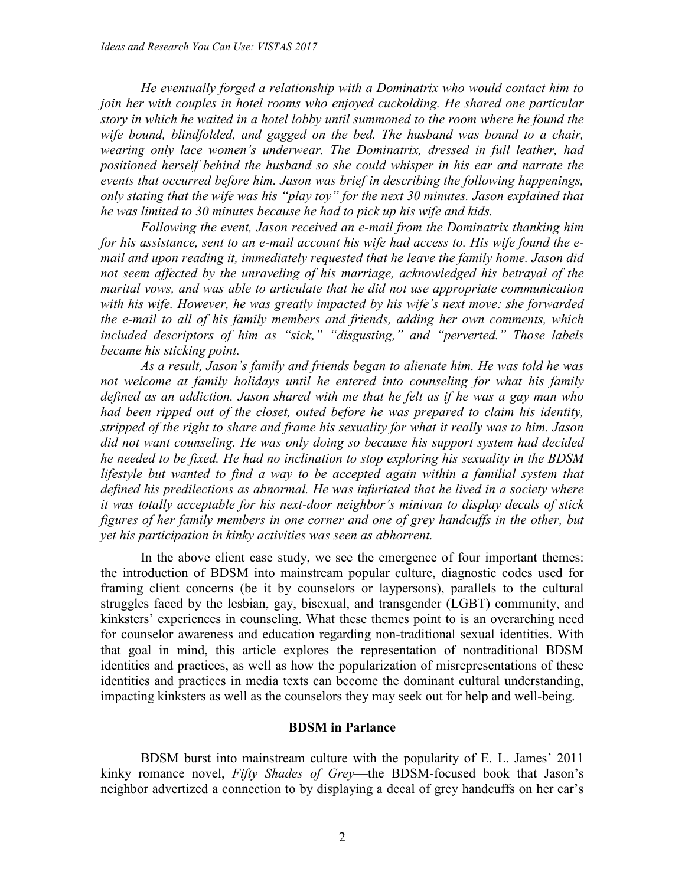*He eventually forged a relationship with a Dominatrix who would contact him to join her with couples in hotel rooms who enjoyed cuckolding. He shared one particular story in which he waited in a hotel lobby until summoned to the room where he found the wife bound, blindfolded, and gagged on the bed. The husband was bound to a chair, wearing only lace women's underwear. The Dominatrix, dressed in full leather, had positioned herself behind the husband so she could whisper in his ear and narrate the events that occurred before him. Jason was brief in describing the following happenings, only stating that the wife was his "play toy" for the next 30 minutes. Jason explained that he was limited to 30 minutes because he had to pick up his wife and kids.*

*Following the event, Jason received an e-mail from the Dominatrix thanking him for his assistance, sent to an e-mail account his wife had access to. His wife found the e-mail and upon reading it, immediately requested that he leave the family home. Jason did not seem affected by the unraveling of his marriage, acknowledged his betrayal of the marital vows, and was able to articulate that he did not use appropriate communication with his wife. However, he was greatly impacted by his wife's next move: she forwarded the e-mail to all of his family members and friends, adding her own comments, which included descriptors of him as "sick," "disgusting," and "perverted." Those labels became his sticking point.*

*As a result, Jason's family and friends began to alienate him. He was told he was not welcome at family holidays until he entered into counseling for what his family defined as an addiction. Jason shared with me that he felt as if he was a gay man who had been ripped out of the closet, outed before he was prepared to claim his identity, stripped of the right to share and frame his sexuality for what it really was to him. Jason did not want counseling. He was only doing so because his support system had decided he needed to be fixed. He had no inclination to stop exploring his sexuality in the BDSM lifestyle but wanted to find a way to be accepted again within a familial system that defined his predilections as abnormal. He was infuriated that he lived in a society where it was totally acceptable for his next-door neighbor's minivan to display decals of stick figures of her family members in one corner and one of grey handcuffs in the other, but yet his participation in kinky activities was seen as abhorrent.*

In the above client case study, we see the emergence of four important themes: the introduction of BDSM into mainstream popular culture, diagnostic codes used for framing client concerns (be it by counselors or laypersons), parallels to the cultural struggles faced by the lesbian, gay, bisexual, and transgender (LGBT) community, and kinksters' experiences in counseling. What these themes point to is an overarching need for counselor awareness and education regarding non-traditional sexual identities. With that goal in mind, this article explores the representation of nontraditional BDSM identities and practices, as well as how the popularization of misrepresentations of these identities and practices in media texts can become the dominant cultural understanding, impacting kinksters as well as the counselors they may seek out for help and well-being.

## BDSM in Parlance

BDSM burst into mainstream culture with the popularity of E. L. James' 2011 kinky romance novel, *Fifty Shades of Grey*—the BDSM-focused book that Jason's neighbor advertized a connection to by displaying a decal of grey handcuffs on her car's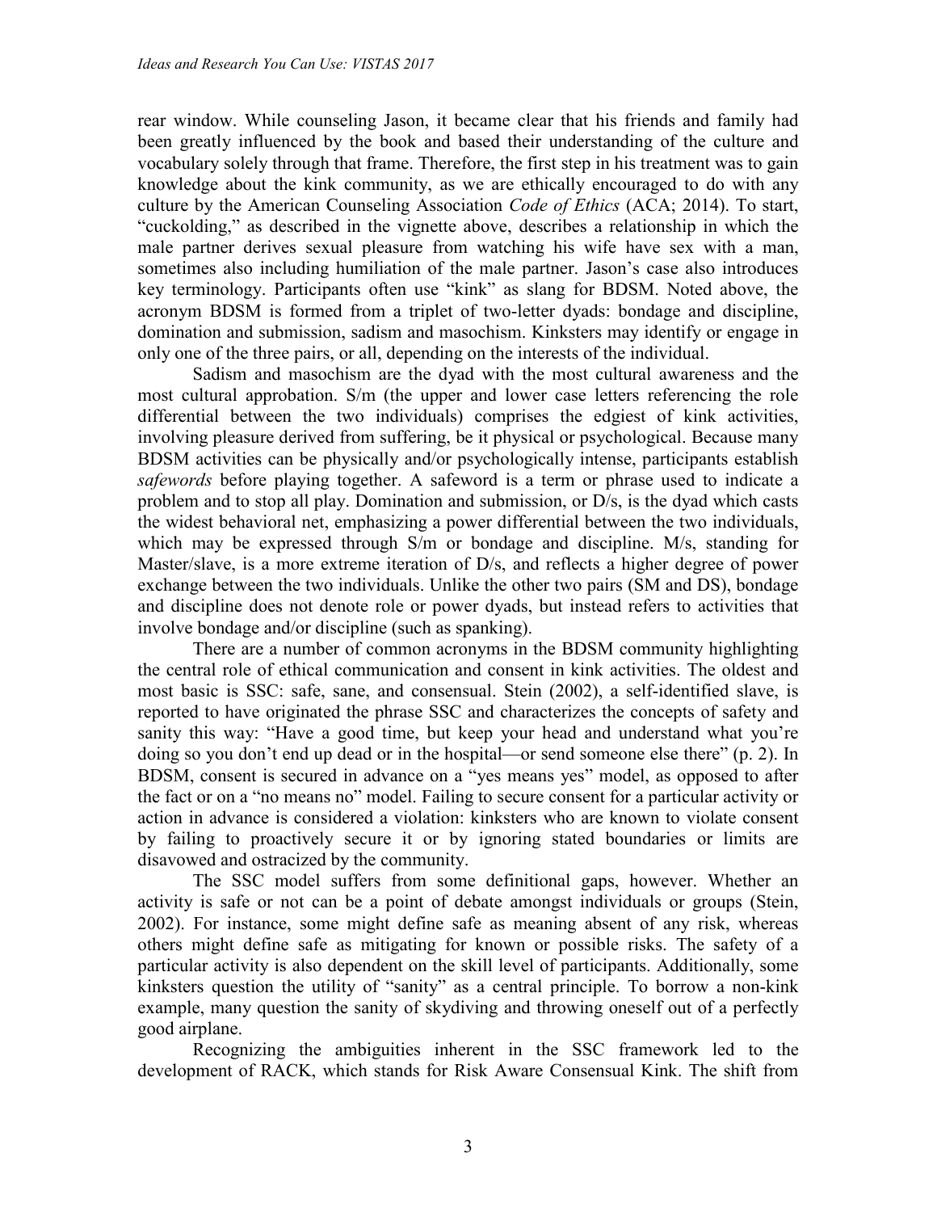rear window. While counseling Jason, it became clear that his friends and family had been greatly influenced by the book and based their understanding of the culture and vocabulary solely through that frame. Therefore, the first step in his treatment was to gain knowledge about the kink community, as we are ethically encouraged to do with any culture by the American Counseling Association *Code of Ethics* (ACA; 2014). To start, "cuckolding," as described in the vignette above, describes a relationship in which the male partner derives sexual pleasure from watching his wife have sex with a man, sometimes also including humiliation of the male partner. Jason's case also introduces key terminology. Participants often use "kink" as slang for BDSM. Noted above, the acronym BDSM is formed from a triplet of two-letter dyads: bondage and discipline, domination and submission, sadism and masochism. Kinksters may identify or engage in only one of the three pairs, or all, depending on the interests of the individual.

Sadism and masochism are the dyad with the most cultural awareness and the most cultural approbation. S/m (the upper and lower case letters referencing the role differential between the two individuals) comprises the edgiest of kink activities, involving pleasure derived from suffering, be it physical or psychological. Because many BDSM activities can be physically and/or psychologically intense, participants establish *safewords* before playing together. A safeword is a term or phrase used to indicate a problem and to stop all play. Domination and submission, or D/s, is the dyad which casts the widest behavioral net, emphasizing a power differential between the two individuals, which may be expressed through S/m or bondage and discipline. M/s, standing for Master/slave, is a more extreme iteration of D/s, and reflects a higher degree of power exchange between the two individuals. Unlike the other two pairs (SM and DS), bondage and discipline does not denote role or power dyads, but instead refers to activities that involve bondage and/or discipline (such as spanking).

There are a number of common acronyms in the BDSM community highlighting the central role of ethical communication and consent in kink activities. The oldest and most basic is SSC: safe, sane, and consensual. Stein (2002), a self-identified slave, is reported to have originated the phrase SSC and characterizes the concepts of safety and sanity this way: "Have a good time, but keep your head and understand what you're doing so you don't end up dead or in the hospital—or send someone else there" (p. 2). In BDSM, consent is secured in advance on a "yes means yes" model, as opposed to after the fact or on a "no means no" model. Failing to secure consent for a particular activity or action in advance is considered a violation: kinksters who are known to violate consent by failing to proactively secure it or by ignoring stated boundaries or limits are disavowed and ostracized by the community.

The SSC model suffers from some definitional gaps, however. Whether an activity is safe or not can be a point of debate amongst individuals or groups (Stein, 2002). For instance, some might define safe as meaning absent of any risk, whereas others might define safe as mitigating for known or possible risks. The safety of a particular activity is also dependent on the skill level of participants. Additionally, some kinksters question the utility of "sanity" as a central principle. To borrow a non-kink example, many question the sanity of skydiving and throwing oneself out of a perfectly good airplane.

Recognizing the ambiguities inherent in the SSC framework led to the development of RACK, which stands for Risk Aware Consensual Kink. The shift from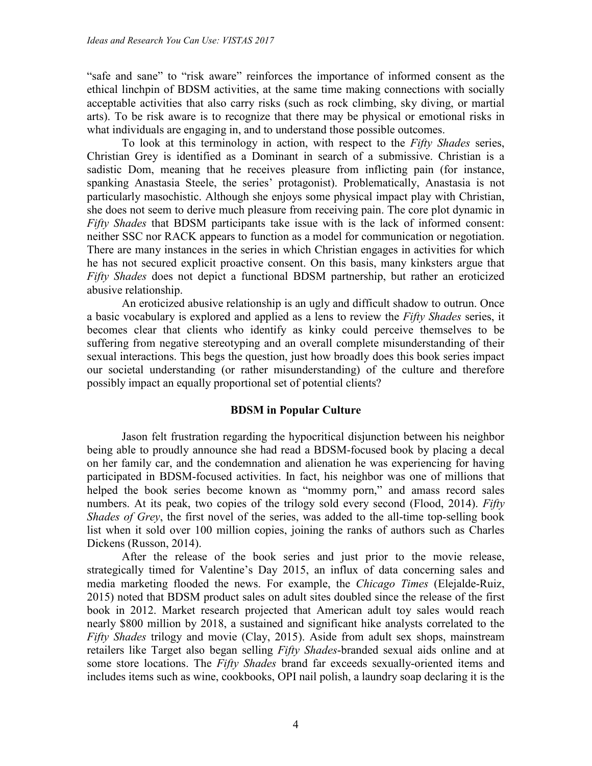"safe and sane" to "risk aware" reinforces the importance of informed consent as the ethical linchpin of BDSM activities, at the same time making connections with socially acceptable activities that also carry risks (such as rock climbing, sky diving, or martial arts). To be risk aware is to recognize that there may be physical or emotional risks in what individuals are engaging in, and to understand those possible outcomes.

To look at this terminology in action, with respect to the *Fifty Shades* series, Christian Grey is identified as a Dominant in search of a submissive. Christian is a sadistic Dom, meaning that he receives pleasure from inflicting pain (for instance, spanking Anastasia Steele, the series' protagonist). Problematically, Anastasia is not particularly masochistic. Although she enjoys some physical impact play with Christian, she does not seem to derive much pleasure from receiving pain. The core plot dynamic in *Fifty Shades* that BDSM participants take issue with is the lack of informed consent: neither SSC nor RACK appears to function as a model for communication or negotiation. There are many instances in the series in which Christian engages in activities for which he has not secured explicit proactive consent. On this basis, many kinksters argue that *Fifty Shades* does not depict a functional BDSM partnership, but rather an eroticized abusive relationship.

An eroticized abusive relationship is an ugly and difficult shadow to outrun. Once a basic vocabulary is explored and applied as a lens to review the *Fifty Shades* series, it becomes clear that clients who identify as kinky could perceive themselves to be suffering from negative stereotyping and an overall complete misunderstanding of their sexual interactions. This begs the question, just how broadly does this book series impact our societal understanding (or rather misunderstanding) of the culture and therefore possibly impact an equally proportional set of potential clients?

## BDSM in Popular Culture

Jason felt frustration regarding the hypocritical disjunction between his neighbor being able to proudly announce she had read a BDSM-focused book by placing a decal on her family car, and the condemnation and alienation he was experiencing for having participated in BDSM-focused activities. In fact, his neighbor was one of millions that helped the book series become known as "mommy porn," and amass record sales numbers. At its peak, two copies of the trilogy sold every second (Flood, 2014). *Fifty Shades of Grey*, the first novel of the series, was added to the all-time top-selling book list when it sold over 100 million copies, joining the ranks of authors such as Charles Dickens (Russon, 2014).

After the release of the book series and just prior to the movie release, strategically timed for Valentine's Day 2015, an influx of data concerning sales and media marketing flooded the news. For example, the *Chicago Times* (Elejalde-Ruiz, 2015) noted that BDSM product sales on adult sites doubled since the release of the first book in 2012. Market research projected that American adult toy sales would reach nearly $800 million by 2018, a sustained and significant hike analysts correlated to the *Fifty Shades* trilogy and movie (Clay, 2015). Aside from adult sex shops, mainstream retailers like Target also began selling *Fifty Shades*-branded sexual aids online and at some store locations. The *Fifty Shades* brand far exceeds sexually-oriented items and includes items such as wine, cookbooks, OPI nail polish, a laundry soap declaring it is the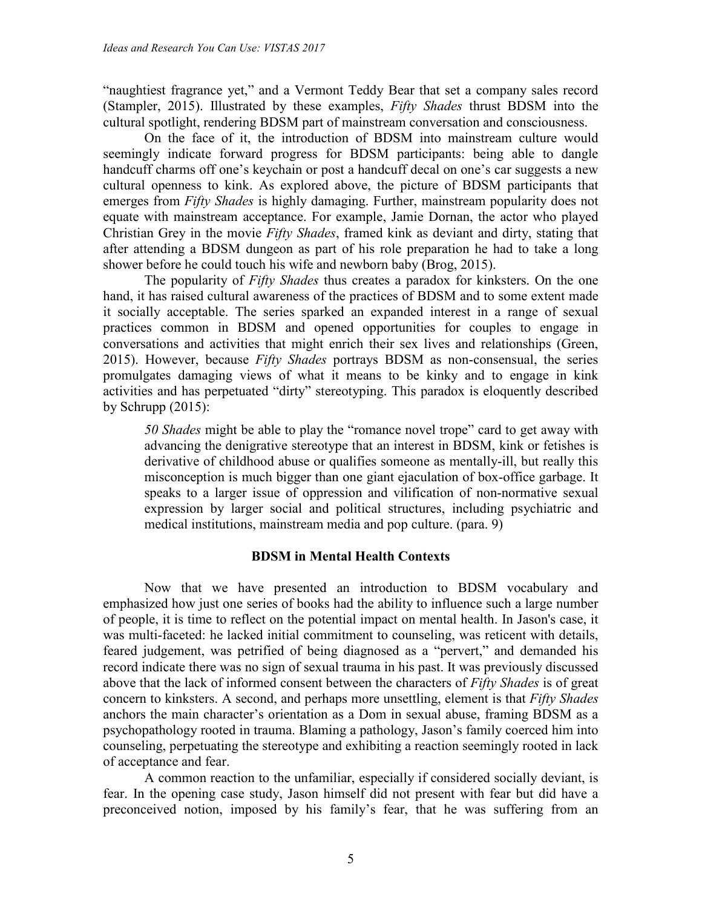"naughtiest fragrance yet," and a Vermont Teddy Bear that set a company sales record (Stampler, 2015). Illustrated by these examples, *Fifty Shades* thrust BDSM into the cultural spotlight, rendering BDSM part of mainstream conversation and consciousness.

On the face of it, the introduction of BDSM into mainstream culture would seemingly indicate forward progress for BDSM participants: being able to dangle handcuff charms off one's keychain or post a handcuff decal on one's car suggests a new cultural openness to kink. As explored above, the picture of BDSM participants that emerges from *Fifty Shades* is highly damaging. Further, mainstream popularity does not equate with mainstream acceptance. For example, Jamie Dornan, the actor who played Christian Grey in the movie *Fifty Shades*, framed kink as deviant and dirty, stating that after attending a BDSM dungeon as part of his role preparation he had to take a long shower before he could touch his wife and newborn baby (Brog, 2015).

The popularity of *Fifty Shades* thus creates a paradox for kinksters. On the one hand, it has raised cultural awareness of the practices of BDSM and to some extent made it socially acceptable. The series sparked an expanded interest in a range of sexual practices common in BDSM and opened opportunities for couples to engage in conversations and activities that might enrich their sex lives and relationships (Green, 2015). However, because *Fifty Shades* portrays BDSM as non-consensual, the series promulgates damaging views of what it means to be kinky and to engage in kink activities and has perpetuated "dirty" stereotyping. This paradox is eloquently described by Schrupp (2015):

> *50 Shades* might be able to play the "romance novel trope" card to get away with advancing the denigrative stereotype that an interest in BDSM, kink or fetishes is derivative of childhood abuse or qualifies someone as mentally-ill, but really this misconception is much bigger than one giant ejaculation of box-office garbage. It speaks to a larger issue of oppression and vilification of non-normative sexual expression by larger social and political structures, including psychiatric and medical institutions, mainstream media and pop culture. (para. 9)

## BDSM in Mental Health Contexts

Now that we have presented an introduction to BDSM vocabulary and emphasized how just one series of books had the ability to influence such a large number of people, it is time to reflect on the potential impact on mental health. In Jason's case, it was multi-faceted: he lacked initial commitment to counseling, was reticent with details, feared judgement, was petrified of being diagnosed as a "pervert," and demanded his record indicate there was no sign of sexual trauma in his past. It was previously discussed above that the lack of informed consent between the characters of *Fifty Shades* is of great concern to kinksters. A second, and perhaps more unsettling, element is that *Fifty Shades* anchors the main character's orientation as a Dom in sexual abuse, framing BDSM as a psychopathology rooted in trauma. Blaming a pathology, Jason's family coerced him into counseling, perpetuating the stereotype and exhibiting a reaction seemingly rooted in lack of acceptance and fear.

A common reaction to the unfamiliar, especially if considered socially deviant, is fear. In the opening case study, Jason himself did not present with fear but did have a preconceived notion, imposed by his family's fear, that he was suffering from an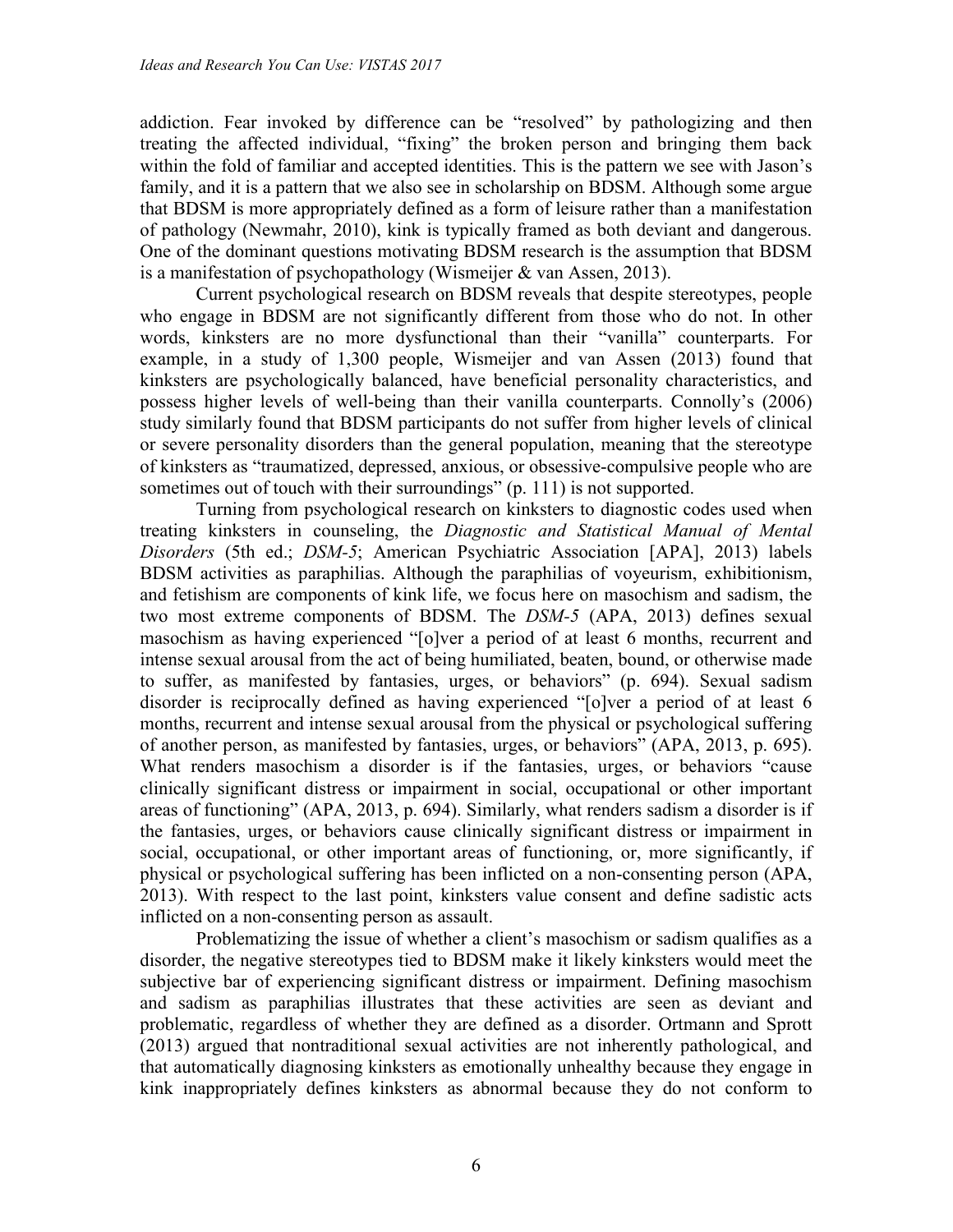addiction. Fear invoked by difference can be "resolved" by pathologizing and then treating the affected individual, "fixing" the broken person and bringing them back within the fold of familiar and accepted identities. This is the pattern we see with Jason's family, and it is a pattern that we also see in scholarship on BDSM. Although some argue that BDSM is more appropriately defined as a form of leisure rather than a manifestation of pathology (Newmahr, 2010), kink is typically framed as both deviant and dangerous. One of the dominant questions motivating BDSM research is the assumption that BDSM is a manifestation of psychopathology (Wismeijer & van Assen, 2013).

Current psychological research on BDSM reveals that despite stereotypes, people who engage in BDSM are not significantly different from those who do not. In other words, kinksters are no more dysfunctional than their "vanilla" counterparts. For example, in a study of 1,300 people, Wismeijer and van Assen (2013) found that kinksters are psychologically balanced, have beneficial personality characteristics, and possess higher levels of well-being than their vanilla counterparts. Connolly's (2006) study similarly found that BDSM participants do not suffer from higher levels of clinical or severe personality disorders than the general population, meaning that the stereotype of kinksters as "traumatized, depressed, anxious, or obsessive-compulsive people who are sometimes out of touch with their surroundings" (p. 111) is not supported.

Turning from psychological research on kinksters to diagnostic codes used when treating kinksters in counseling, the *Diagnostic and Statistical Manual of Mental Disorders* (5th ed.; *DSM-5*; American Psychiatric Association [APA], 2013) labels BDSM activities as paraphilias. Although the paraphilias of voyeurism, exhibitionism, and fetishism are components of kink life, we focus here on masochism and sadism, the two most extreme components of BDSM. The *DSM-5* (APA, 2013) defines sexual masochism as having experienced "[o]ver a period of at least 6 months, recurrent and intense sexual arousal from the act of being humiliated, beaten, bound, or otherwise made to suffer, as manifested by fantasies, urges, or behaviors" (p. 694). Sexual sadism disorder is reciprocally defined as having experienced "[o]ver a period of at least 6 months, recurrent and intense sexual arousal from the physical or psychological suffering of another person, as manifested by fantasies, urges, or behaviors" (APA, 2013, p. 695). What renders masochism a disorder is if the fantasies, urges, or behaviors "cause clinically significant distress or impairment in social, occupational or other important areas of functioning" (APA, 2013, p. 694). Similarly, what renders sadism a disorder is if the fantasies, urges, or behaviors cause clinically significant distress or impairment in social, occupational, or other important areas of functioning, or, more significantly, if physical or psychological suffering has been inflicted on a non-consenting person (APA, 2013). With respect to the last point, kinksters value consent and define sadistic acts inflicted on a non-consenting person as assault.

Problematizing the issue of whether a client's masochism or sadism qualifies as a disorder, the negative stereotypes tied to BDSM make it likely kinksters would meet the subjective bar of experiencing significant distress or impairment. Defining masochism and sadism as paraphilias illustrates that these activities are seen as deviant and problematic, regardless of whether they are defined as a disorder. Ortmann and Sprott (2013) argued that nontraditional sexual activities are not inherently pathological, and that automatically diagnosing kinksters as emotionally unhealthy because they engage in kink inappropriately defines kinksters as abnormal because they do not conform to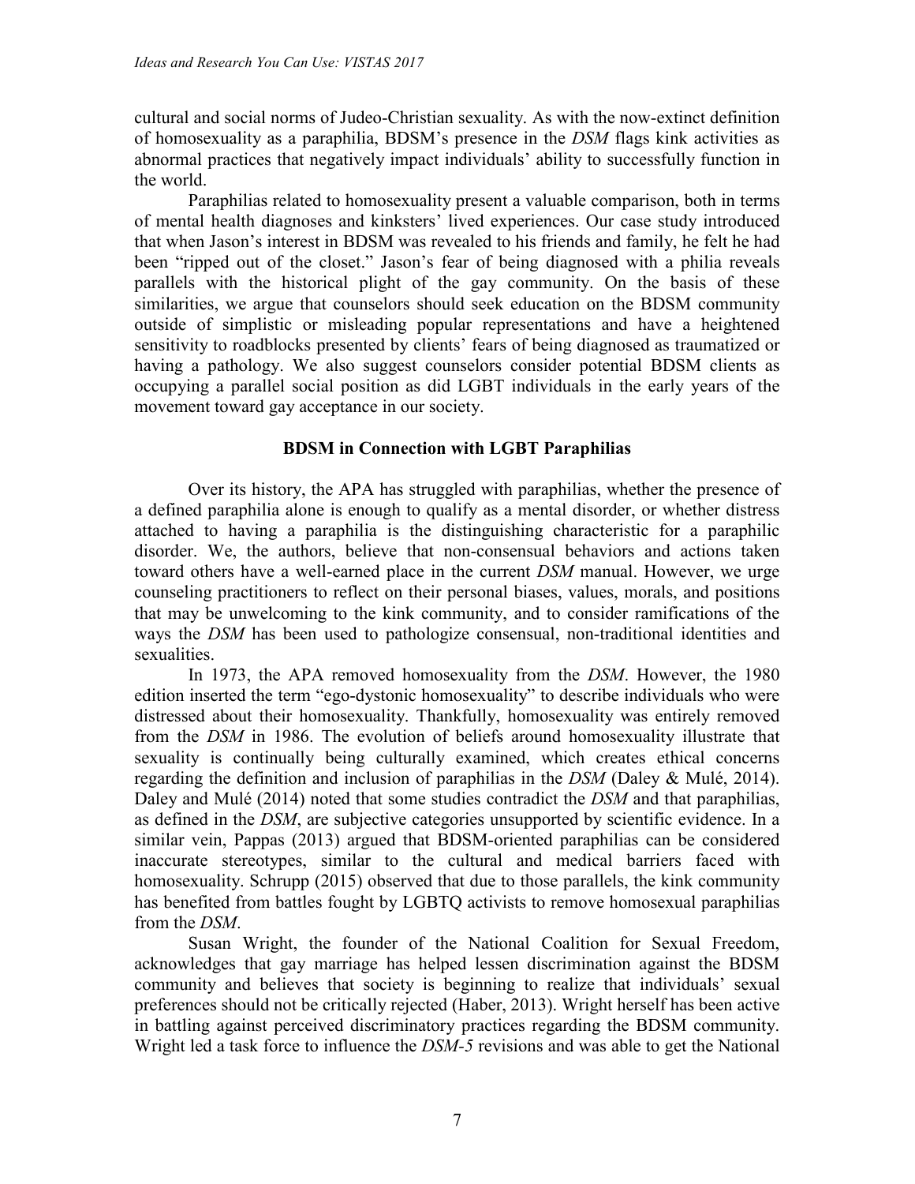cultural and social norms of Judeo-Christian sexuality. As with the now-extinct definition of homosexuality as a paraphilia, BDSM's presence in the *DSM* flags kink activities as abnormal practices that negatively impact individuals' ability to successfully function in the world.

Paraphilias related to homosexuality present a valuable comparison, both in terms of mental health diagnoses and kinksters' lived experiences. Our case study introduced that when Jason's interest in BDSM was revealed to his friends and family, he felt he had been "ripped out of the closet." Jason's fear of being diagnosed with a philia reveals parallels with the historical plight of the gay community. On the basis of these similarities, we argue that counselors should seek education on the BDSM community outside of simplistic or misleading popular representations and have a heightened sensitivity to roadblocks presented by clients' fears of being diagnosed as traumatized or having a pathology. We also suggest counselors consider potential BDSM clients as occupying a parallel social position as did LGBT individuals in the early years of the movement toward gay acceptance in our society.

## BDSM in Connection with LGBT Paraphilias

Over its history, the APA has struggled with paraphilias, whether the presence of a defined paraphilia alone is enough to qualify as a mental disorder, or whether distress attached to having a paraphilia is the distinguishing characteristic for a paraphilic disorder. We, the authors, believe that non-consensual behaviors and actions taken toward others have a well-earned place in the current *DSM* manual. However, we urge counseling practitioners to reflect on their personal biases, values, morals, and positions that may be unwelcoming to the kink community, and to consider ramifications of the ways the *DSM* has been used to pathologize consensual, non-traditional identities and sexualities.

In 1973, the APA removed homosexuality from the *DSM*. However, the 1980 edition inserted the term "ego-dystonic homosexuality" to describe individuals who were distressed about their homosexuality. Thankfully, homosexuality was entirely removed from the *DSM* in 1986. The evolution of beliefs around homosexuality illustrate that sexuality is continually being culturally examined, which creates ethical concerns regarding the definition and inclusion of paraphilias in the *DSM* (Daley & Mulé, 2014). Daley and Mulé (2014) noted that some studies contradict the *DSM* and that paraphilias, as defined in the *DSM*, are subjective categories unsupported by scientific evidence. In a similar vein, Pappas (2013) argued that BDSM-oriented paraphilias can be considered inaccurate stereotypes, similar to the cultural and medical barriers faced with homosexuality. Schrupp (2015) observed that due to those parallels, the kink community has benefited from battles fought by LGBTQ activists to remove homosexual paraphilias from the *DSM*.

Susan Wright, the founder of the National Coalition for Sexual Freedom, acknowledges that gay marriage has helped lessen discrimination against the BDSM community and believes that society is beginning to realize that individuals' sexual preferences should not be critically rejected (Haber, 2013). Wright herself has been active in battling against perceived discriminatory practices regarding the BDSM community. Wright led a task force to influence the *DSM-5* revisions and was able to get the National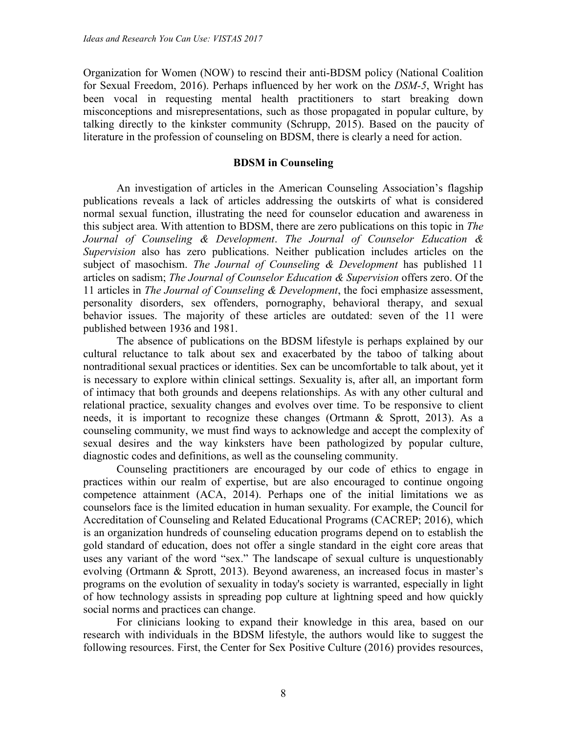Organization for Women (NOW) to rescind their anti-BDSM policy (National Coalition for Sexual Freedom, 2016). Perhaps influenced by her work on the *DSM-5*, Wright has been vocal in requesting mental health practitioners to start breaking down misconceptions and misrepresentations, such as those propagated in popular culture, by talking directly to the kinkster community (Schrupp, 2015). Based on the paucity of literature in the profession of counseling on BDSM, there is clearly a need for action.

## BDSM in Counseling

An investigation of articles in the American Counseling Association's flagship publications reveals a lack of articles addressing the outskirts of what is considered normal sexual function, illustrating the need for counselor education and awareness in this subject area. With attention to BDSM, there are zero publications on this topic in *The Journal of Counseling & Development*. *The Journal of Counselor Education & Supervision* also has zero publications. Neither publication includes articles on the subject of masochism. *The Journal of Counseling & Development* has published 11 articles on sadism; *The Journal of Counselor Education & Supervision* offers zero. Of the 11 articles in *The Journal of Counseling & Development*, the foci emphasize assessment, personality disorders, sex offenders, pornography, behavioral therapy, and sexual behavior issues. The majority of these articles are outdated: seven of the 11 were published between 1936 and 1981.

The absence of publications on the BDSM lifestyle is perhaps explained by our cultural reluctance to talk about sex and exacerbated by the taboo of talking about nontraditional sexual practices or identities. Sex can be uncomfortable to talk about, yet it is necessary to explore within clinical settings. Sexuality is, after all, an important form of intimacy that both grounds and deepens relationships. As with any other cultural and relational practice, sexuality changes and evolves over time. To be responsive to client needs, it is important to recognize these changes (Ortmann & Sprott, 2013). As a counseling community, we must find ways to acknowledge and accept the complexity of sexual desires and the way kinksters have been pathologized by popular culture, diagnostic codes and definitions, as well as the counseling community.

Counseling practitioners are encouraged by our code of ethics to engage in practices within our realm of expertise, but are also encouraged to continue ongoing competence attainment (ACA, 2014). Perhaps one of the initial limitations we as counselors face is the limited education in human sexuality. For example, the Council for Accreditation of Counseling and Related Educational Programs (CACREP; 2016), which is an organization hundreds of counseling education programs depend on to establish the gold standard of education, does not offer a single standard in the eight core areas that uses any variant of the word "sex." The landscape of sexual culture is unquestionably evolving (Ortmann & Sprott, 2013). Beyond awareness, an increased focus in master's programs on the evolution of sexuality in today's society is warranted, especially in light of how technology assists in spreading pop culture at lightning speed and how quickly social norms and practices can change.

For clinicians looking to expand their knowledge in this area, based on our research with individuals in the BDSM lifestyle, the authors would like to suggest the following resources. First, the Center for Sex Positive Culture (2016) provides resources,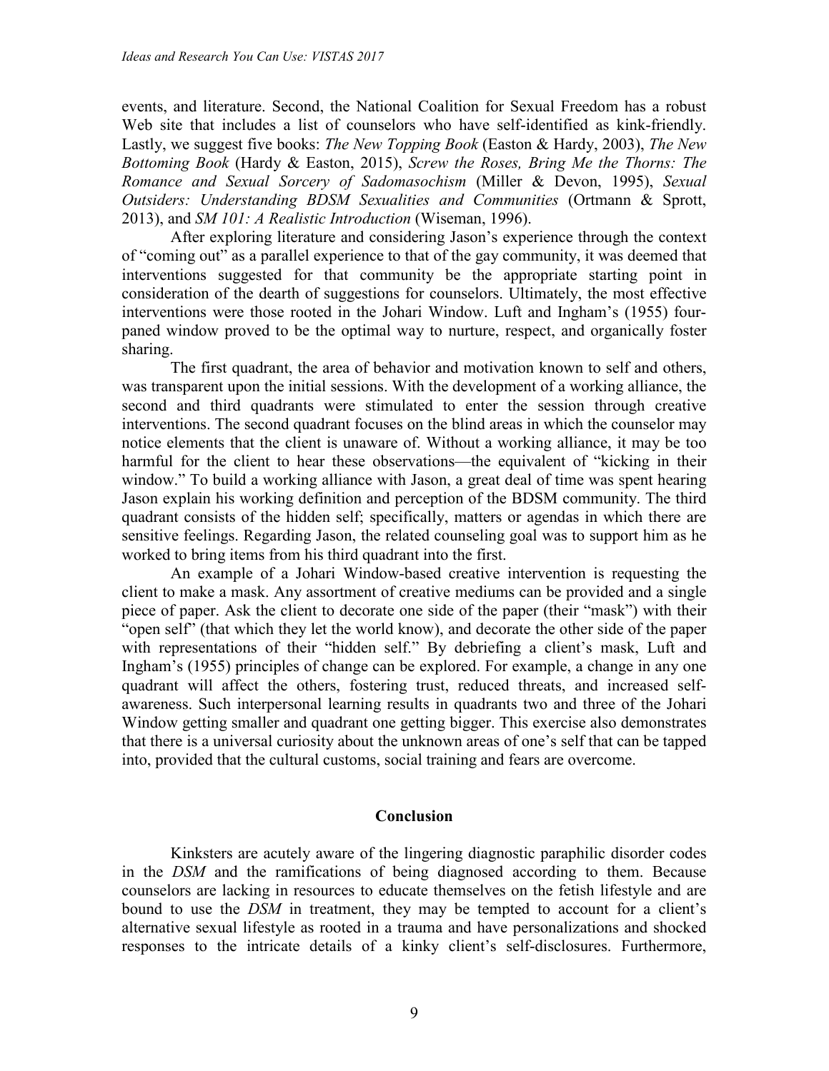events, and literature. Second, the National Coalition for Sexual Freedom has a robust Web site that includes a list of counselors who have self-identified as kink-friendly. Lastly, we suggest five books: *The New Topping Book* (Easton & Hardy, 2003), *The New Bottoming Book* (Hardy & Easton, 2015), *Screw the Roses, Bring Me the Thorns: The Romance and Sexual Sorcery of Sadomasochism* (Miller & Devon, 1995), *Sexual Outsiders: Understanding BDSM Sexualities and Communities* (Ortmann & Sprott, 2013), and *SM 101: A Realistic Introduction* (Wiseman, 1996).

After exploring literature and considering Jason's experience through the context of "coming out" as a parallel experience to that of the gay community, it was deemed that interventions suggested for that community be the appropriate starting point in consideration of the dearth of suggestions for counselors. Ultimately, the most effective interventions were those rooted in the Johari Window. Luft and Ingham's (1955) four-paned window proved to be the optimal way to nurture, respect, and organically foster sharing.

The first quadrant, the area of behavior and motivation known to self and others, was transparent upon the initial sessions. With the development of a working alliance, the second and third quadrants were stimulated to enter the session through creative interventions. The second quadrant focuses on the blind areas in which the counselor may notice elements that the client is unaware of. Without a working alliance, it may be too harmful for the client to hear these observations—the equivalent of "kicking in their window." To build a working alliance with Jason, a great deal of time was spent hearing Jason explain his working definition and perception of the BDSM community. The third quadrant consists of the hidden self; specifically, matters or agendas in which there are sensitive feelings. Regarding Jason, the related counseling goal was to support him as he worked to bring items from his third quadrant into the first.

An example of a Johari Window-based creative intervention is requesting the client to make a mask. Any assortment of creative mediums can be provided and a single piece of paper. Ask the client to decorate one side of the paper (their "mask") with their "open self" (that which they let the world know), and decorate the other side of the paper with representations of their "hidden self." By debriefing a client's mask, Luft and Ingham's (1955) principles of change can be explored. For example, a change in any one quadrant will affect the others, fostering trust, reduced threats, and increased self-awareness. Such interpersonal learning results in quadrants two and three of the Johari Window getting smaller and quadrant one getting bigger. This exercise also demonstrates that there is a universal curiosity about the unknown areas of one's self that can be tapped into, provided that the cultural customs, social training and fears are overcome.

## Conclusion

Kinksters are acutely aware of the lingering diagnostic paraphilic disorder codes in the *DSM* and the ramifications of being diagnosed according to them. Because counselors are lacking in resources to educate themselves on the fetish lifestyle and are bound to use the *DSM* in treatment, they may be tempted to account for a client's alternative sexual lifestyle as rooted in a trauma and have personalizations and shocked responses to the intricate details of a kinky client's self-disclosures. Furthermore,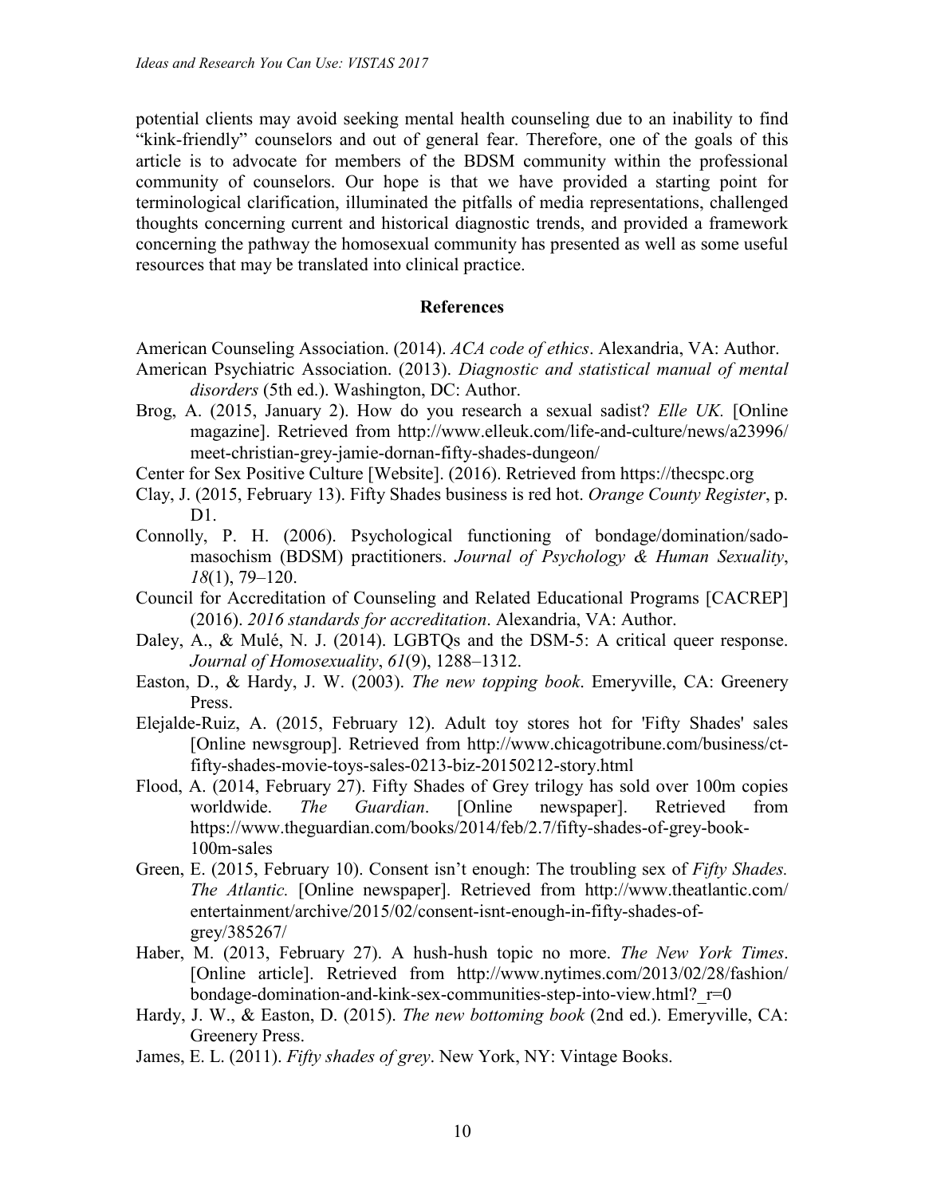potential clients may avoid seeking mental health counseling due to an inability to find "kink-friendly" counselors and out of general fear. Therefore, one of the goals of this article is to advocate for members of the BDSM community within the professional community of counselors. Our hope is that we have provided a starting point for terminological clarification, illuminated the pitfalls of media representations, challenged thoughts concerning current and historical diagnostic trends, and provided a framework concerning the pathway the homosexual community has presented as well as some useful resources that may be translated into clinical practice.

## References

American Counseling Association. (2014). *ACA code of ethics*. Alexandria, VA: Author.

American Psychiatric Association. (2013). *Diagnostic and statistical manual of mental disorders* (5th ed.). Washington, DC: Author.

Brog, A. (2015, January 2). How do you research a sexual sadist? *Elle UK.* [Online magazine]. Retrieved from http://www.elleuk.com/life-and-culture/news/a23996/meet-christian-grey-jamie-dornan-fifty-shades-dungeon/

Center for Sex Positive Culture [Website]. (2016). Retrieved from https://thecspc.org

Clay, J. (2015, February 13). Fifty Shades business is red hot. *Orange County Register*, p. D1.

Connolly, P. H. (2006). Psychological functioning of bondage/domination/sado-masochism (BDSM) practitioners. *Journal of Psychology & Human Sexuality*, *18*(1), 79–120.

Council for Accreditation of Counseling and Related Educational Programs [CACREP] (2016). *2016 standards for accreditation*. Alexandria, VA: Author.

Daley, A., & Mulé, N. J. (2014). LGBTQs and the DSM-5: A critical queer response. *Journal of Homosexuality*, *61*(9), 1288–1312.

Easton, D., & Hardy, J. W. (2003). *The new topping book*. Emeryville, CA: Greenery Press.

Elejalde-Ruiz, A. (2015, February 12). Adult toy stores hot for 'Fifty Shades' sales [Online newsgroup]. Retrieved from http://www.chicagotribune.com/business/ct-fifty-shades-movie-toys-sales-0213-biz-20150212-story.html

Flood, A. (2014, February 27). Fifty Shades of Grey trilogy has sold over 100m copies worldwide. *The Guardian*. [Online newspaper]. Retrieved from https://www.theguardian.com/books/2014/feb/2.7/fifty-shades-of-grey-book-100m-sales

Green, E. (2015, February 10). Consent isn't enough: The troubling sex of *Fifty Shades. The Atlantic.* [Online newspaper]. Retrieved from http://www.theatlantic.com/entertainment/archive/2015/02/consent-isnt-enough-in-fifty-shades-of-grey/385267/

Haber, M. (2013, February 27). A hush-hush topic no more. *The New York Times*. [Online article]. Retrieved from http://www.nytimes.com/2013/02/28/fashion/bondage-domination-and-kink-sex-communities-step-into-view.html?_r=0

Hardy, J. W., & Easton, D. (2015). *The new bottoming book* (2nd ed.). Emeryville, CA: Greenery Press.

James, E. L. (2011). *Fifty shades of grey*. New York, NY: Vintage Books.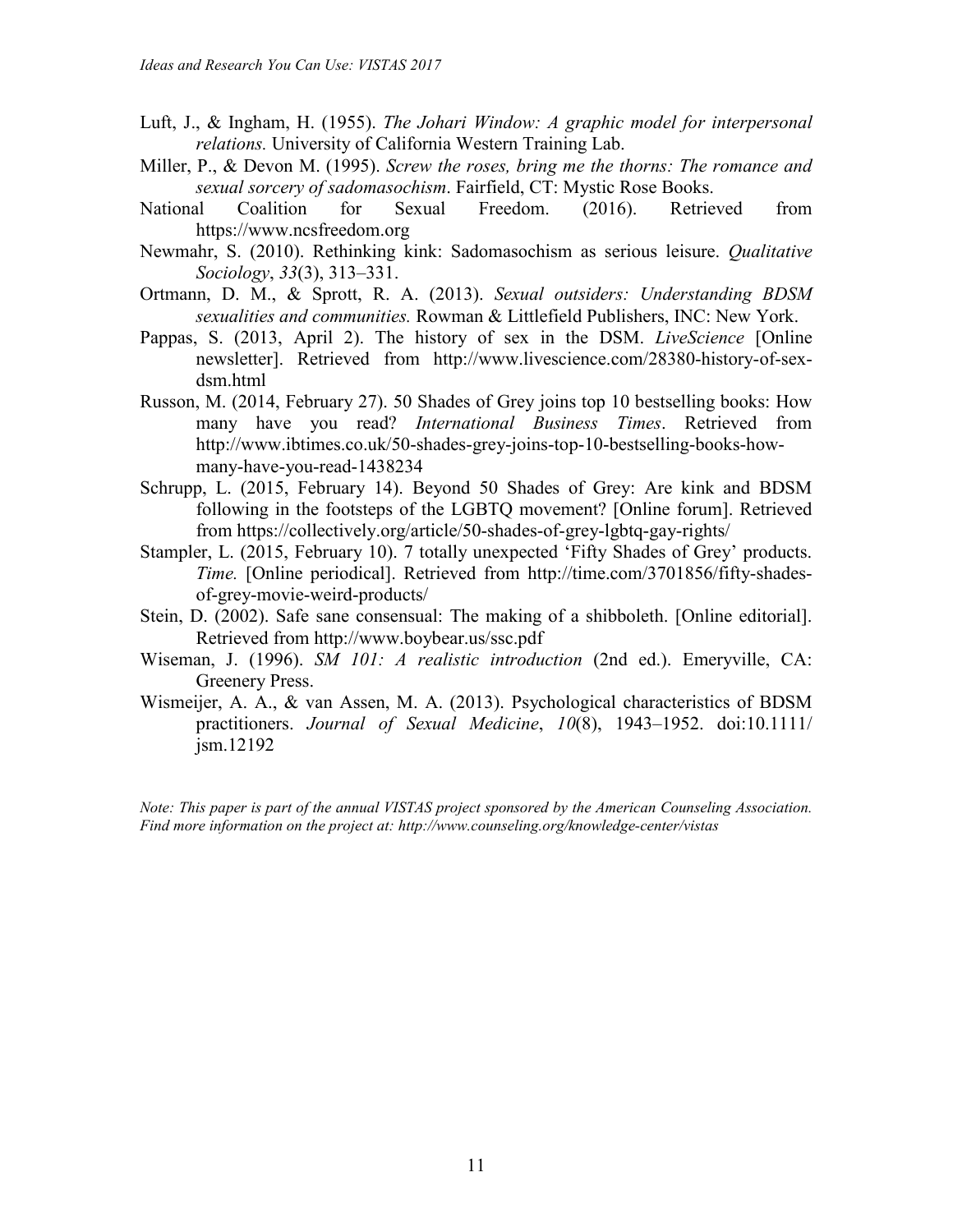Luft, J., & Ingham, H. (1955). *The Johari Window: A graphic model for interpersonal relations.* University of California Western Training Lab.

Miller, P., & Devon M. (1995). *Screw the roses, bring me the thorns: The romance and sexual sorcery of sadomasochism*. Fairfield, CT: Mystic Rose Books.

National Coalition for Sexual Freedom. (2016). Retrieved from https://www.ncsfreedom.org

Newmahr, S. (2010). Rethinking kink: Sadomasochism as serious leisure. *Qualitative Sociology*, *33*(3), 313–331.

Ortmann, D. M., & Sprott, R. A. (2013). *Sexual outsiders: Understanding BDSM sexualities and communities.* Rowman & Littlefield Publishers, INC: New York.

Pappas, S. (2013, April 2). The history of sex in the DSM. *LiveScience* [Online newsletter]. Retrieved from http://www.livescience.com/28380-history-of-sex-dsm.html

Russon, M. (2014, February 27). 50 Shades of Grey joins top 10 bestselling books: How many have you read? *International Business Times*. Retrieved from http://www.ibtimes.co.uk/50-shades-grey-joins-top-10-bestselling-books-how-many-have-you-read-1438234

Schrupp, L. (2015, February 14). Beyond 50 Shades of Grey: Are kink and BDSM following in the footsteps of the LGBTQ movement? [Online forum]. Retrieved from https://collectively.org/article/50-shades-of-grey-lgbtq-gay-rights/

Stampler, L. (2015, February 10). 7 totally unexpected 'Fifty Shades of Grey' products. *Time.* [Online periodical]. Retrieved from http://time.com/3701856/fifty-shades-of-grey-movie-weird-products/

Stein, D. (2002). Safe sane consensual: The making of a shibboleth. [Online editorial]. Retrieved from http://www.boybear.us/ssc.pdf

Wiseman, J. (1996). *SM 101: A realistic introduction* (2nd ed.). Emeryville, CA: Greenery Press.

Wismeijer, A. A., & van Assen, M. A. (2013). Psychological characteristics of BDSM practitioners. *Journal of Sexual Medicine*, *10*(8), 1943–1952. doi:10.1111/jsm.12192

*Note: This paper is part of the annual VISTAS project sponsored by the American Counseling Association. Find more information on the project at: http://www.counseling.org/knowledge-center/vistas*